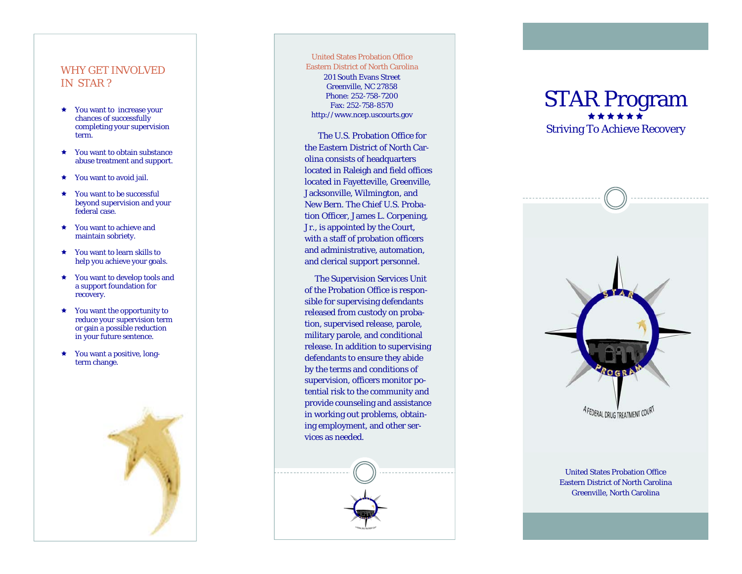## WHY GET INVOLVED IN STAR ?

- You want to increase your chances of successfully completing your supervision term.
- You want to obtain substance abuse treatment and support.
- You want to avoid jail.
- You want to be successful beyond supervision and your federal case.
- You want to achieve and maintain sobriety.
- You want to learn skills to help you achieve your goals.
- You want to develop tools and a support foundation for recovery.
- You want the opportunity to reduce your supervision term or gain a possible reduction in your future sentence.
- You want a positive, long-term change.

United States Probation Office
Eastern District of North Carolina
201 South Evans Street
Greenville, NC 27858
Phone: 252-758-7200
Fax: 252-758-8570
http://www.ncep.uscourts.gov

The U.S. Probation Office for the Eastern District of North Carolina consists of headquarters located in Raleigh and field offices located in Fayetteville, Greenville, Jacksonville, Wilmington, and New Bern. The Chief U.S. Probation Officer, James L. Corpening, Jr., is appointed by the Court, with a staff of probation officers and administrative, automation, and clerical support personnel.

The Supervision Services Unit of the Probation Office is responsible for supervising defendants released from custody on probation, supervised release, parole, military parole, and conditional release. In addition to supervising defendants to ensure they abide by the terms and conditions of supervision, officers monitor potential risk to the community and provide counseling and assistance in working out problems, obtaining employment, and other services as needed.

# STAR Program

★★★★★★

Striving To Achieve Recovery

STAR PROGRAM

A FEDERAL DRUG TREATMENT COURT

United States Probation Office
Eastern District of North Carolina
Greenville, North Carolina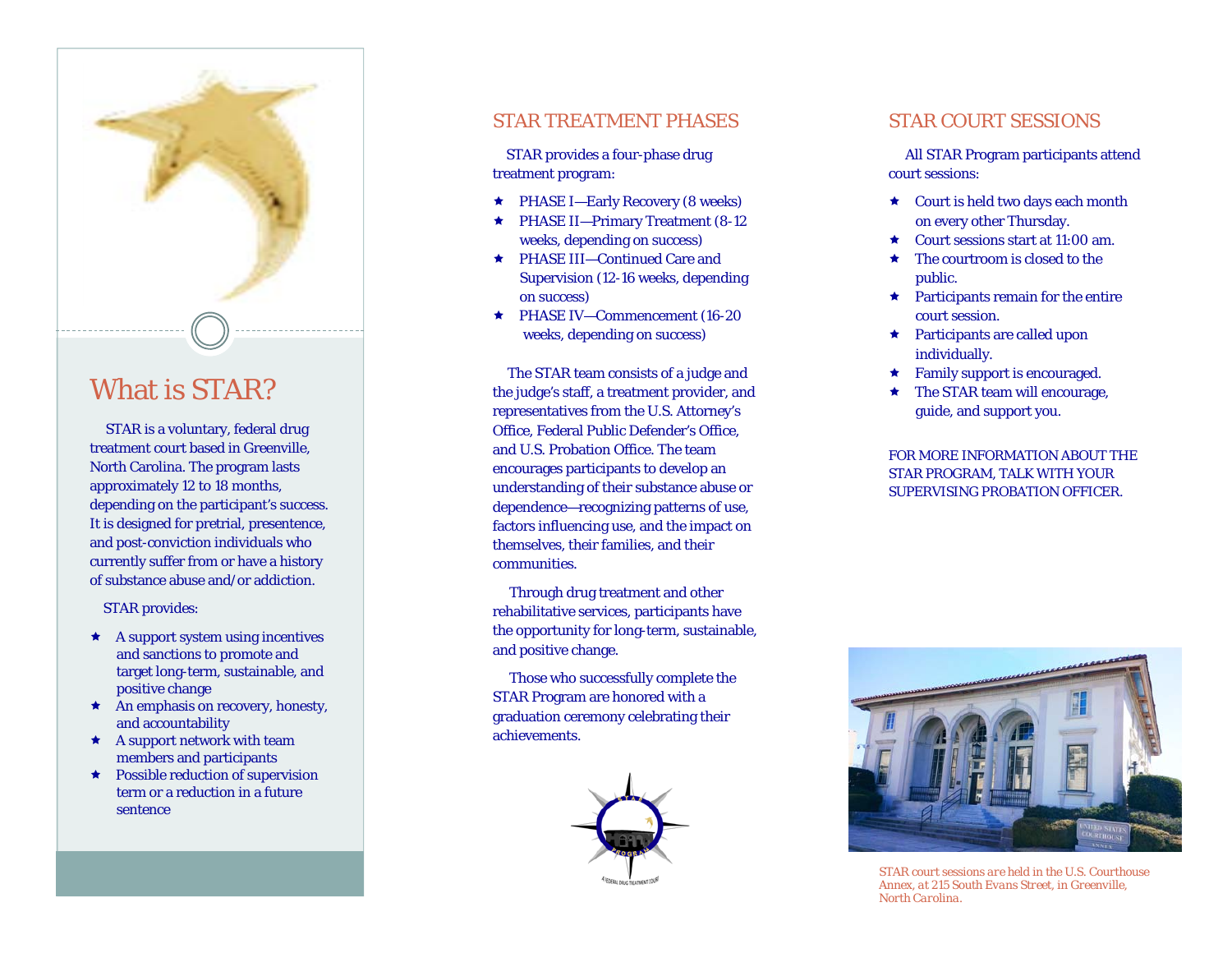## What is STAR?

STAR is a voluntary, federal drug treatment court based in Greenville, North Carolina. The program lasts approximately 12 to 18 months, depending on the participant's success. It is designed for pretrial, presentence, and post-conviction individuals who currently suffer from or have a history of substance abuse and/or addiction.

STAR provides:

- A support system using incentives and sanctions to promote and target long-term, sustainable, and positive change
- An emphasis on recovery, honesty, and accountability
- A support network with team members and participants
- Possible reduction of supervision term or a reduction in a future sentence

## STAR TREATMENT PHASES

STAR provides a four-phase drug treatment program:

- PHASE I—Early Recovery (8 weeks)
- PHASE II—Primary Treatment (8-12 weeks, depending on success)
- PHASE III—Continued Care and Supervision (12-16 weeks, depending on success)
- PHASE IV—Commencement (16-20 weeks, depending on success)

The STAR team consists of a judge and the judge's staff, a treatment provider, and representatives from the U.S. Attorney's Office, Federal Public Defender's Office, and U.S. Probation Office. The team encourages participants to develop an understanding of their substance abuse or dependence—recognizing patterns of use, factors influencing use, and the impact on themselves, their families, and their communities.

Through drug treatment and other rehabilitative services, participants have the opportunity for long-term, sustainable, and positive change.

Those who successfully complete the STAR Program are honored with a graduation ceremony celebrating their achievements.

## STAR COURT SESSIONS

All STAR Program participants attend court sessions:

- Court is held two days each month on every other Thursday.
- Court sessions start at 11:00 am.
- The courtroom is closed to the public.
- Participants remain for the entire court session.
- Participants are called upon individually.
- Family support is encouraged.
- The STAR team will encourage, guide, and support you.

FOR MORE INFORMATION ABOUT THE STAR PROGRAM, TALK WITH YOUR SUPERVISING PROBATION OFFICER.

*STAR court sessions are held in the U.S. Courthouse Annex, at 215 South Evans Street, in Greenville, North Carolina.*